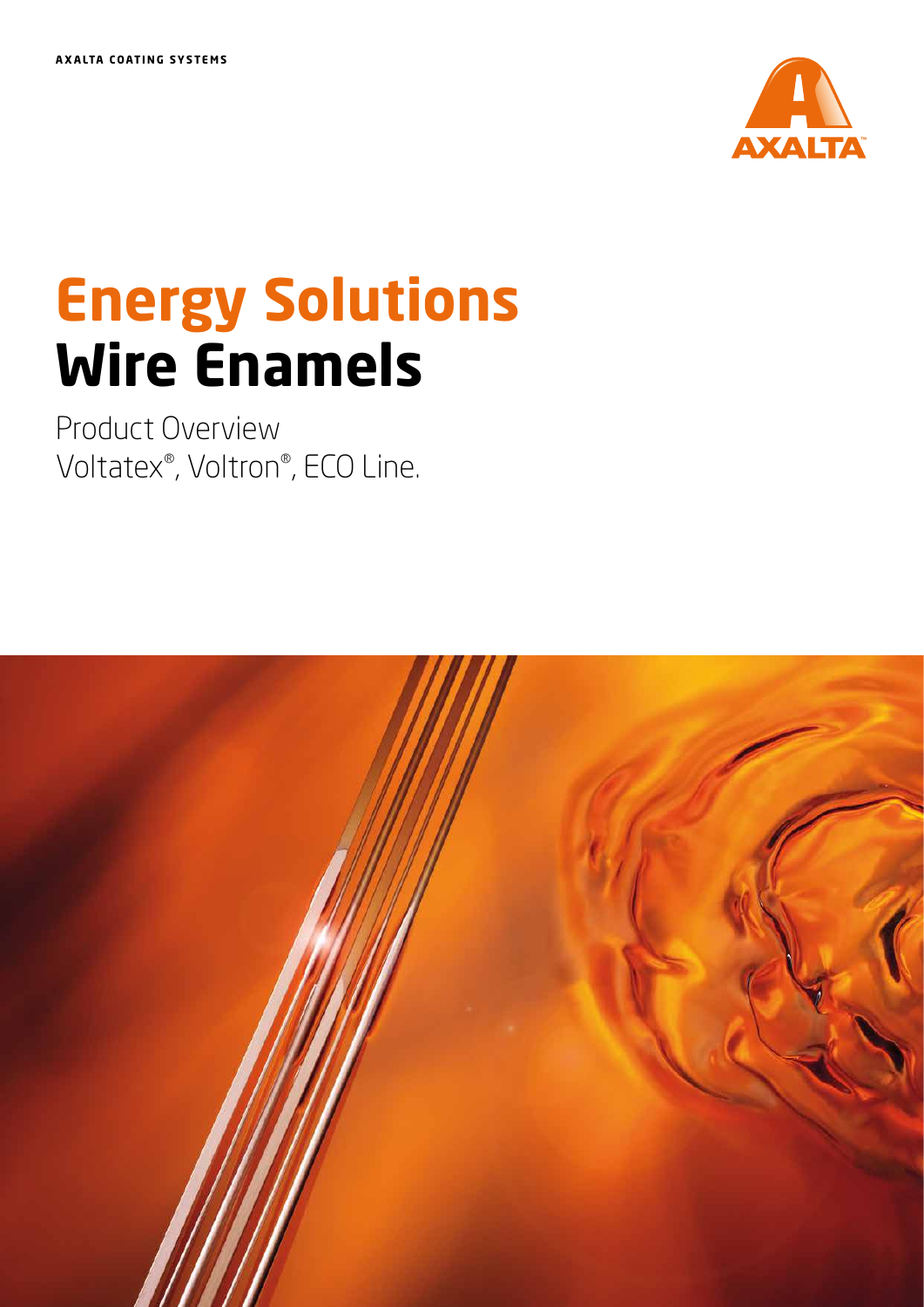AXALTA COATING SYSTEMS

AXALTA™

# Energy Solutions
# Wire Enamels

Product Overview
Voltatex®, Voltron®, ECO Line.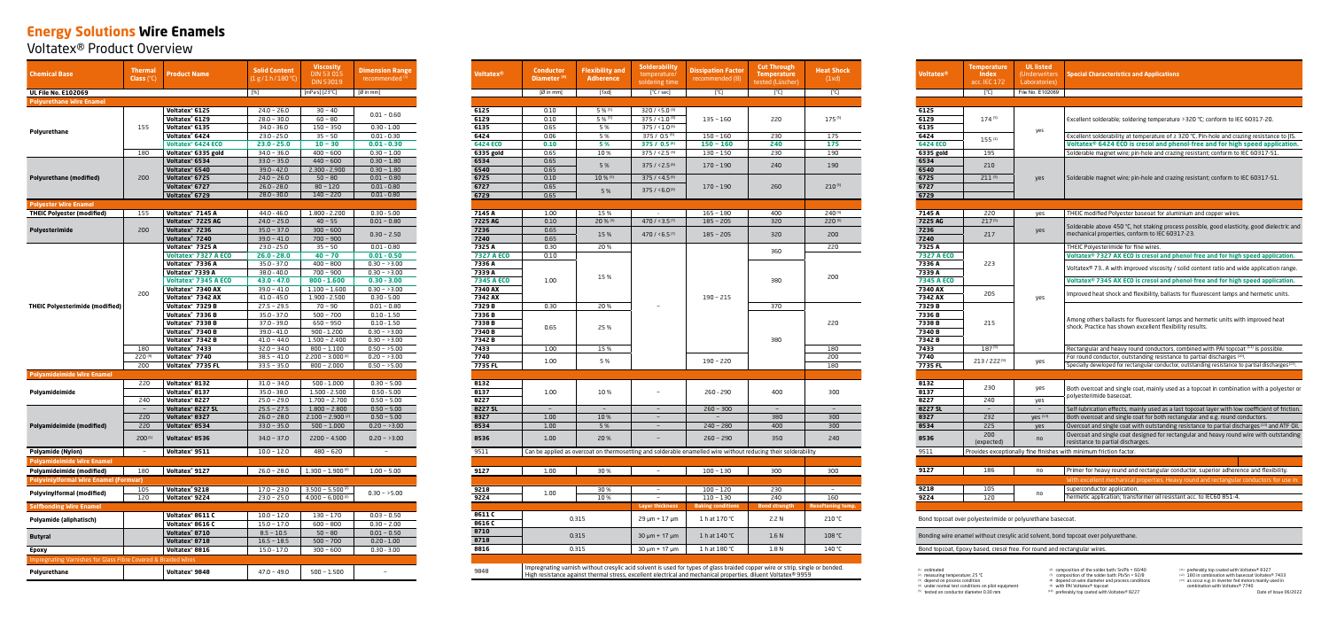# Energy Solutions Wire Enamels

## Voltatex® Product Overview

| Chemical Base | Thermal Class (°C) | Product Name | Solid Content (1 g / 1 h / 180 °C) | Viscosity DIN 53 015 DIN 53019 | Dimension Range recommended (1) |
|---|---|---|---|---|---|
| UL File No. E102069 | | | [%] | [mPa·s] [23°C] | [Ø in mm] |
| **Polyurethane Wire Enamel** | | | | | |
| Polyurethane | 155 | Voltatex® 6125 | 24.0 – 26.0 | 30 – 40 | 0.01 – 0.60 |
| | | Voltatex® 6129 | 28.0 – 30.0 | 60 – 80 | |
| | | Voltatex® 6135 | 34.0 – 36.0 | 150 – 350 | 0.30 - 1.00 |
| | | Voltatex® 6424 | 23.0 - 25.0 | 35 – 50 | 0.01 - 0.30 |
| | | Voltatex® 6424 ECO | 23.0 - 25.0 | 10 – 30 | 0.01 - 0.30 |
| | 180 | Voltatex® 6335 gold | 34.0 – 36.0 | 400 – 600 | 0.30 – 1.00 |
| Polyurethane (modified) | 200 | Voltatex® 6534 | 33.0 – 35.0 | 440 – 600 | 0.30 – 1.80 |
| | | Voltatex® 6540 | 39.0 - 42.0 | 2.300 – 2.900 | 0.30 – 1.80 |
| | | Voltatex® 6725 | 24.0 – 26.0 | 50 – 80 | 0.01 – 0.80 |
| | | Voltatex® 6727 | 26.0 - 28.0 | 80 – 120 | 0.01 - 0.80 |
| | | Voltatex® 6729 | 28.0 - 30.0 | 140 – 220 | 0.01 - 0.80 |
| **Polyester Wire Enamel** | | | | | |
| THEIC Polyester (modified) | 155 | Voltatex® 7145 A | 44.0 – 46.0 | 1.800 - 2.200 | 0.30 – 5.00 |
| Polyesterimide | 200 | Voltatex® 7225 AG | 24.0 – 25.0 | 40 – 55 | 0.01 – 0.80 |
| | | Voltatex® 7236 | 35.0 – 37.0 | 300 – 600 | 0.30 – 2.50 |
| | | Voltatex® 7240 | 39.0 – 41.0 | 700 – 900 | |
| THEIC Polyesterimide (modified) | 200 | Voltatex® 7325 A | 23.0 - 25.0 | 35 – 50 | 0.01 - 0.80 |
| | | Voltatex® 7327 A ECO | 26.0 - 28.0 | 40 – 70 | 0.01 – 0.50 |
| | | Voltatex® 7336 A | 35.0 - 37.0 | 400 – 800 | 0.30 – >3.00 |
| | | Voltatex® 7339 A | 38.0 - 40.0 | 700 – 900 | 0.30 – >3.00 |
| | | Voltatex® 7345 A ECO | 43.0 - 47.0 | 800 - 1.600 | 0.30 - 3.00 |
| | | Voltatex® 7340 AX | 39.0 – 41.0 | 1.100 – 1.600 | 0.30 – >3.00 |
| | | Voltatex® 7342 AX | 41.0 – 45.0 | 1.900 – 2.500 | 0.30 - 5.00 |
| | | Voltatex® 7329 B | 27.5 – 29.5 | 70 – 90 | 0.01 – 0.80 |
| | | Voltatex® 7336 B | 35.0 – 37.0 | 500 – 700 | 0.10 - 1.50 |
| | | Voltatex® 7338 B | 37.0 - 39.0 | 650 – 950 | 0.10 - 1.50 |
| | | Voltatex® 7340 B | 39.0 - 41.0 | 900 - 1.200 | 0.30 – >3.00 |
| | | Voltatex® 7342 B | 41.0 – 44.0 | 1.500 – 2.400 | 0.30 – >3.00 |
| | 180 | Voltatex® 7433 | 32.0 – 34.0 | 800 – 1.100 | 0.50 – >5.00 |
| | 220 (9) | Voltatex® 7740 | 38.5 – 41.0 | 2.200 – 3.000 (6) | 0.20 – >3.00 |
| | 200 | Voltatex® 7735 FL | 33.5 – 35.0 | 800 – 2.000 | 0.50 – >5.00 |
| **Polyamideimide Wire Enamel** | | | | | |
| Polyamideimide | 220 | Voltatex® 8132 | 31.0 – 34.0 | 500 - 1.000 | 0.30 – 5.00 |
| | | Voltatex® 8137 | 35.0 - 38.0 | 1.500 - 2.500 | 0.50 - 5.00 |
| | 240 | Voltatex® 8227 | 25.0 - 29.0 | 1.700 – 2.700 | 0.50 – 5.00 |
| Polyamideimide (modified) | | Voltatex® 8227 SL | 25.5 – 27.5 | 1.800 – 2.800 | 0.50 – 5.00 |
| | 220 | Voltatex® 8327 | 26.0 – 28.0 | 2.100 – 2.900 (6) | 0.50 – 5.00 |
| | 220 | Voltatex® 8534 | 33.0 – 35.0 | 500 – 1.000 | 0.20 – >3.00 |
| | 200 (1) | Voltatex® 8536 | 34.0 – 37.0 | 2200 – 4500 | 0.20 – >3.00 |
| Polyamide (Nylon) | – | Voltatex® 9511 | 10.0 – 12.0 | 480 – 620 | – |
| **Polyamideimide Wire Enamel** | | | | | |
| Polyamideimide (modified) | 180 | Voltatex® 9127 | 26.0 – 28.0 | 1.300 – 1.900 (6) | 1.00 – 5.00 |
| **Polyvinylformal Wire Enamel (Formvar)** | | | | | |
| Polyvinylformal (modified) | 105 | Voltatex® 9218 | 17.0 – 23.0 | 3.500 – 5.500 (6) | 0.30 – >5.00 |
| | 120 | Voltatex® 9224 | 23.0 – 25.0 | 4.000 – 6.000 (6) | |
| **Selfbonding Wire Enamel** | | | | | |
| Polyamide (aliphatisch) | | Voltatex® 8611 C | 10.0 – 12.0 | 130 – 170 | 0.03 – 0.50 |
| | | Voltatex® 8616 C | 15.0 – 17.0 | 600 – 800 | 0.30 – 2.00 |
| Butyral | | Voltatex® 8710 | 8.5 – 10.5 | 50 – 80 | 0.01 – 0.50 |
| | | Voltatex® 8718 | 16.5 – 18.5 | 500 – 700 | 0.20 - 1.00 |
| Epoxy | | Voltatex® 8816 | 15.0 - 17.0 | 300 – 600 | 0.30 - 3.00 |
| **Impregnating Varnishes for Glass Fibre Covered & Braided Wires** | | | | | |
| Polyurethane | | Voltatex® 9848 | 47.0 – 49.0 | 500 – 1.500 | – |

| Voltatex® | Conductor Diameter (4) | Flexibility and Adherence | Solderability temperature/ soldering time | Dissipation Factor recommended (8) | Cut Through Temperature tested (Lüscher) | Heat Shock (1xd) |
|---|---|---|---|---|---|---|
| | [Ø in mm] | [1xd] | [°C / sec] | [°C] | [°C] | [°C] |
| 6125 | 0.10 | 5 % (5) | 320 / <5.0 (6) | 135 – 160 | 220 | 175 (5) |
| 6129 | 0.10 | 5 % (5) | 375 / <1.0 (6) | | | |
| 6135 | 0.65 | 5 % | 375 / <1.0 (6) | | | |
| 6424 | 0.06 | 5 % | 375 / 0.5 (6) | 150 – 160 | 230 | 175 |
| 6424 ECO | 0.10 | 5 % | 375 / 0.5 (6) | 150 – 160 | 240 | 175 |
| 6335 gold | 0.65 | 10 % | 375 / <2.5 (6) | 130 – 150 | 230 | 190 |
| 6534 | 0.65 | 5 % | 375 / <2.0 (6) | 170 – 190 | 240 | 190 |
| 6540 | 0.65 | | | | | |
| 6725 | 0.10 | 10 % (5) | 375 / <4.5 (6) | 170 – 190 | 260 | 210 (5) |
| 6727 | 0.65 | 5 % | 375 / <6.0 (6) | | | |
| 6729 | 0.65 | | | | | |
| 7145 A | 1.00 | 15 % | | 165 – 180 | 400 | 240 (5) |
| 7225 AG | 0.10 | 20 % (5) | 470 / <3.5 (7) | 185 – 205 | 320 | 220 (5) |
| 7236 | 0.65 | 15 % | 470 / <6.5 (7) | 185 – 205 | 320 | 200 |
| 7240 | 0.65 | | | | | |
| 7325 A | 0.30 | 20 % | – | 190 – 215 | 360 | 220 |
| 7327 A ECO | 0.10 | | | | | |
| 7336 A | 1.00 | 15 % | | | 380 | 200 |
| 7339 A | | | | | | |
| 7345 A ECO | | | | | | |
| 7340 AX | | | | | | |
| 7342 AX | | | | | | |
| 7329 B | 0.30 | 20 % | | | 370 | 220 |
| 7336 B | 0.65 | 25 % | | | 380 | |
| 7338 B | | | | | | |
| 7340 B | | | | | | |
| 7342 B | | | | | | |
| 7433 | 1.00 | 15 % | | | | 180 |
| 7740 | 1.00 | 5 % | | 190 – 220 | | 200 |
| 7735 FL | | | | | | 180 |
| 8132 | 1.00 | 10 % | – | 260 – 290 | 400 | 300 |
| 8137 | | | | | | |
| 8227 | | | | | | |
| 8227 SL | – | – | – | 260 – 300 | – | – |
| 8327 | 1.00 | 10 % | – | – | 380 | 300 |
| 8534 | 1.00 | 5 % | – | 240 – 280 | 400 | 300 |
| 8536 | 1.00 | 20 % | – | 260 – 290 | 350 | 240 |
| 9511 | Can be applied as overcoat on thermosetting and solderable enamelled wire without reducing their solderability | | | | | |
| 9127 | 1.00 | 30 % | – | 100 – 130 | 300 | 300 |
| 9218 | 1.00 | 30 % | – | 100 – 120 | 230 | – |
| 9224 | | 10 % | – | 110 – 130 | 240 | 160 |
| | | | Layer thickness | Baking conditions | Bond strength | Resoftening temp. |
| 8611 C | 0.315 | | 29 µm + 17 µm | 1 h at 170 °C | 2.2 N | 210 °C |
| 8616 C | | | | | | |
| 8710 | 0.315 | | 30 µm + 17 µm | 1 h at 140 °C | 1.6 N | 108 °C |
| 8718 | | | | | | |
| 8816 | 0.315 | | 30 µm + 17 µm | 1 h at 180 °C | 1.8 N | 140 °C |
| 9848 | Impregnating varnish without cresylic acid solvent is used for types of glass braided copper wire or strip, single or bonded. High resistance against thermal stress, excellent electrical and mechanical properties, diluent Voltatex® 9959 | | | | | |

| Voltatex® | Temperature Index acc. IEC 172 | UL listed (Underwriters Laboratories) | Special Characteristics and Applications |
|---|---|---|---|
| | [°C] | File No. E102069 | |
| 6125 | 174 (5) | yes | Excellent solderable; soldering temperature >320 °C; conform to IEC 60317-20. |
| 6129 | | | |
| 6135 | | | |
| 6424 | 155 (1) | | Excellent solderability at temperature of ≥ 320 °C. Pin-hole and crazing resistance to JIS. |
| 6424 ECO | | | Voltatex® 6424 ECO is cresol and phenol-free and for high speed application. |
| 6335 gold | 195 | | Solderable magnet wire; pin-hole and crazing resistant; conform to IEC 60317-51. |
| 6534 | 210 | yes | Solderable magnet wire; pin-hole and crazing resistant; conform to IEC 60317-51. |
| 6540 | | | |
| 6725 | 211 (5) | | |
| 6727 | | | |
| 6729 | | | |
| 7145 A | 220 | yes | THEIC modified Polyester basecoat for aluminium and copper wires. |
| 7225 AG | 217 (5) | yes | Solderable above 450 °C, hot staking process possible, good elasticity, good dielectric and mechanical properties, conform to IEC 60317-23. |
| 7236 | 217 | | |
| 7240 | | | |
| 7325 A | 223 | yes | THEIC Polyesterimide for fine wires. |
| 7327 A ECO | | | Voltatex® 7327 AX ECO is cresol and phenol-free and for high speed application. |
| 7336 A | | | Voltatex® 73.. A with improved viscosity / solid content ratio and wide application range. |
| 7339 A | | | |
| 7345 A ECO | | | Voltatex® 7345 AX ECO is cresol and phenol-free and for high speed application. |
| 7340 AX | 205 | | Improved heat shock and flexibility, ballasts for fluorescent lamps and hermetic units. |
| 7342 AX | | | |
| 7329 B | 215 | | Among other ballasts for fluorescent lamps and hermetic units with improved heat shock. Practice has shown excellent flexibility results. |
| 7336 B | | | |
| 7338 B | | | |
| 7340 B | | | |
| 7342 B | | | |
| 7433 | 187 (5) | | Rectangular and heavy round conductors, combined with PAI topcoat (11) is possible. |
| 7740 | 213 / 222 (9) | yes | For round conductor, outstanding resistance to partial discharges (10). |
| 7735 FL | | | Specially developed for rectangular conductor, outstanding resistance to partial discharges (12). |
| 8132 | 230 | yes | Both overcoat and single coat, mainly used as a topcoat in combination with a polyester or polyesterimide basecoat. |
| 8137 | | | |
| 8227 | 240 | yes | |
| 8227 SL | – | – | Self-lubrication effects, mainly used as a last topcoat layer with low coefficient of friction. |
| 8327 | 232 | yes (13) | Both overcoat and single coat for both rectangular and e.g. round conductors. |
| 8534 | 225 | yes | Overcoat and single coat with outstanding resistance to partial discharges (13) and ATF Oil. |
| 8536 | 200 (expected) | no | Overcoat and single coat designed for rectangular and heavy round wire with outstanding resistance to partial discharges. |
| 9511 | Provides exceptionally fine finishes with minimum friction factor. | | |
| 9127 | 186 | no | Primer for heavy round and rectangular conductor, superior adherence and flexibility. |
| | | | With excellent mechanical properties. Heavy round and rectangular conductors for use in: |
| 9218 | 105 | no | superconductor application. |
| 9224 | 120 | | hermetic application; transformer oil resistant acc. to IEC60 851-4. |

Bond topcoat over polyesterimide or polyurethane basecoat.

Bonding wire enamel without cresylic acid solvent, bond topcoat over polyurethane.

Bond topcoat, Epoxy based, cresol free. For round and rectangular wires.

(1) estimated
(2) measuring temperature: 25 °C
(3) depend on process condition
(4) under normal test conditions on pilot equipment
(5) tested on conductor diameter 0.30 mm
(6) composition of the solder bath: Sn/Pb = 60/40
(7) composition of the solder bath: Pb/Sn = 92/8
(8) depend on wire diameter and process conditions
(9) with PAI Voltatex® topcoat
(10) preferably top coated with Voltatex® 8227
(11) preferably top coated with Voltatex® 8327
(12) 180 is combination with basecoat Voltatex® 7433
(13) as occur e.g. in inverter fed motors mainly used in combination with Voltatex® 7740

Date of Issue 06/2022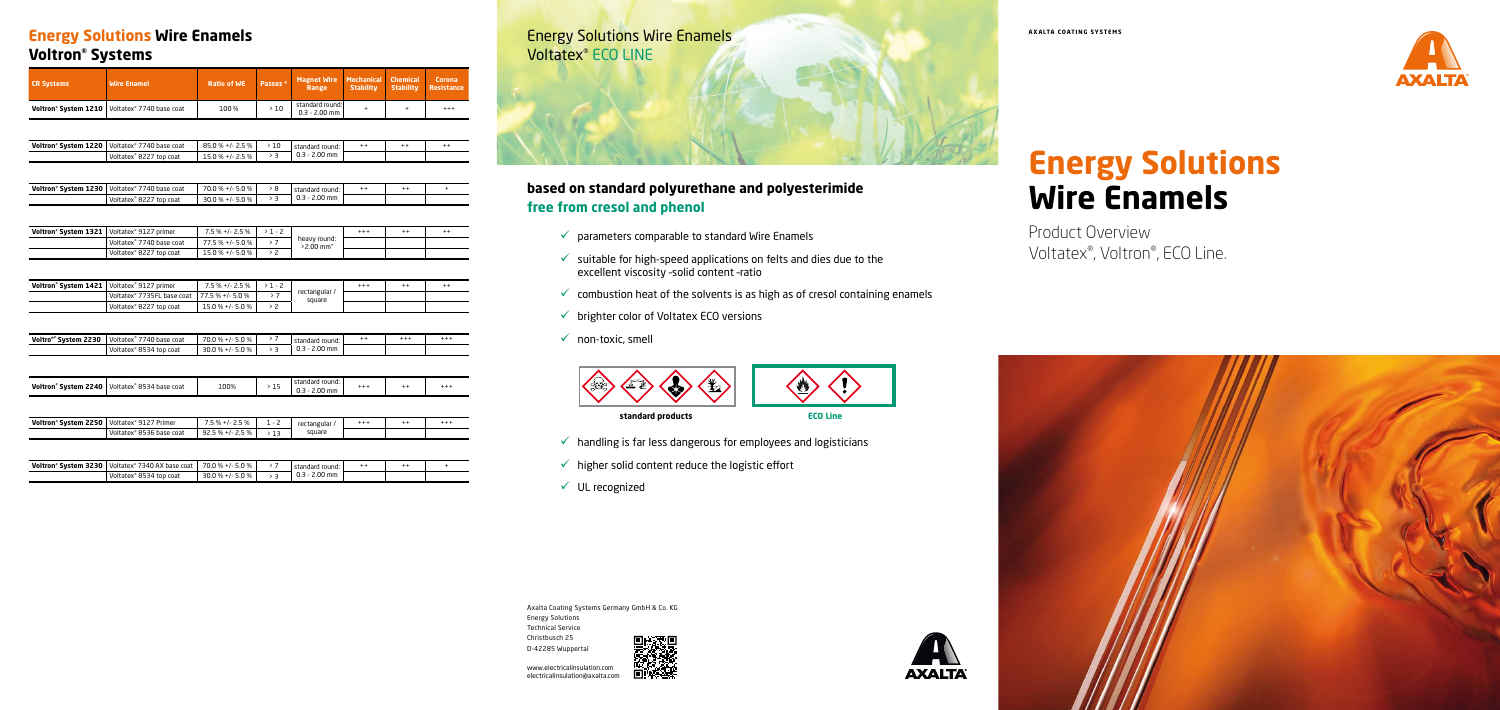## Energy Solutions Wire Enamels Voltron® Systems

| CR Systems | Wire Enamel | Ratio of WE | Passes * | Magnet Wire Range | Mechanical Stability | Chemical Stability | Corona Resistance |
|---|---|---|---|---|---|---|---|
| Voltron® System 1210 | Voltatex® 7740 base coat | 100 % | > 10 | standard round: 0.3 - 2.00 mm | + | + | +++ |
| Voltron® System 1220 | Voltatex® 7740 base coat | 85.0 % +/- 2.5 % | > 10 | standard round: 0.3 - 2.00 mm | ++ | ++ | ++ |
| | Voltatex® 8227 top coat | 15.0 % +/- 2.5 % | > 3 | | | | |
| Voltron® System 1230 | Voltatex® 7740 base coat | 70.0 % +/- 5.0 % | > 8 | standard round: 0.3 - 2.00 mm | ++ | ++ | + |
| | Voltatex® 8227 top coat | 30.0 % +/- 5.0 % | > 3 | | | | |
| Voltron® System 1321 | Voltatex® 9127 primer | 7.5 % +/- 2.5 % | > 1 - 2 | heavy round: >2.00 mm* | +++ | ++ | ++ |
| | Voltatex® 7740 base coat | 77.5 % +/- 5.0 % | > 7 | | | | |
| | Voltatex® 8227 top coat | 15.0 % +/- 5.0 % | > 2 | | | | |
| Voltron® System 1421 | Voltatex® 9127 primer | 7.5 % +/- 2.5 % | > 1 - 2 | rectangular / square | +++ | ++ | ++ |
| | Voltatex® 7735FL base coat | 77.5 % +/- 5.0 % | > 7 | | | | |
| | Voltatex® 8227 top coat | 15.0 % +/- 5.0 % | > 2 | | | | |
| Voltron® System 2230 | Voltatex® 7740 base coat | 70.0 % +/- 5.0 % | > 7 | standard round: 0.3 - 2.00 mm | ++ | +++ | +++ |
| | Voltatex® 8534 top coat | 30.0 % +/- 5.0 % | > 3 | | | | |
| Voltron® System 2240 | Voltatex® 8534 base coat | 100% | > 15 | standard round: 0.3 - 2.00 mm | +++ | ++ | +++ |
| Voltron® System 2250 | Voltatex® 9127 Primer | 7.5 % +/- 2.5 % | 1 - 2 | rectangular / square | +++ | ++ | +++ |
| | Voltatex® 8536 base coat | 92.5 % +/- 2.5 % | > 13 | | | | |
| Voltron® System 3230 | Voltatex® 7340 AX base coat | 70.0 % +/- 5.0 % | > 7 | standard round: 0.3 - 2.00 mm | ++ | ++ | + |
| | Voltatex® 8534 top coat | 30.0 % +/- 5.0 % | > 3 | | | | |

## Energy Solutions Wire Enamels Voltatex® ECO LINE

### based on standard polyurethane and polyesterimide
### free from cresol and phenol

- ✓ parameters comparable to standard Wire Enamels
- ✓ suitable for high-speed applications on felts and dies due to the excellent viscosity -solid content -ratio
- ✓ combustion heat of the solvents is as high as of cresol containing enamels
- ✓ brighter color of Voltatex ECO versions
- ✓ non-toxic, smell

standard products | ECO Line

- ✓ handling is far less dangerous for employees and logisticians
- ✓ higher solid content reduce the logistic effort
- ✓ UL recognized

Axalta Coating Systems Germany GmbH & Co. KG
Energy Solutions
Technical Service
Christbusch 25
D-42285 Wuppertal

www.electricalinsulation.com
electricalinsulation@axalta.com

AXALTA COATING SYSTEMS

# Energy Solutions Wire Enamels

Product Overview
Voltatex®, Voltron®, ECO Line.